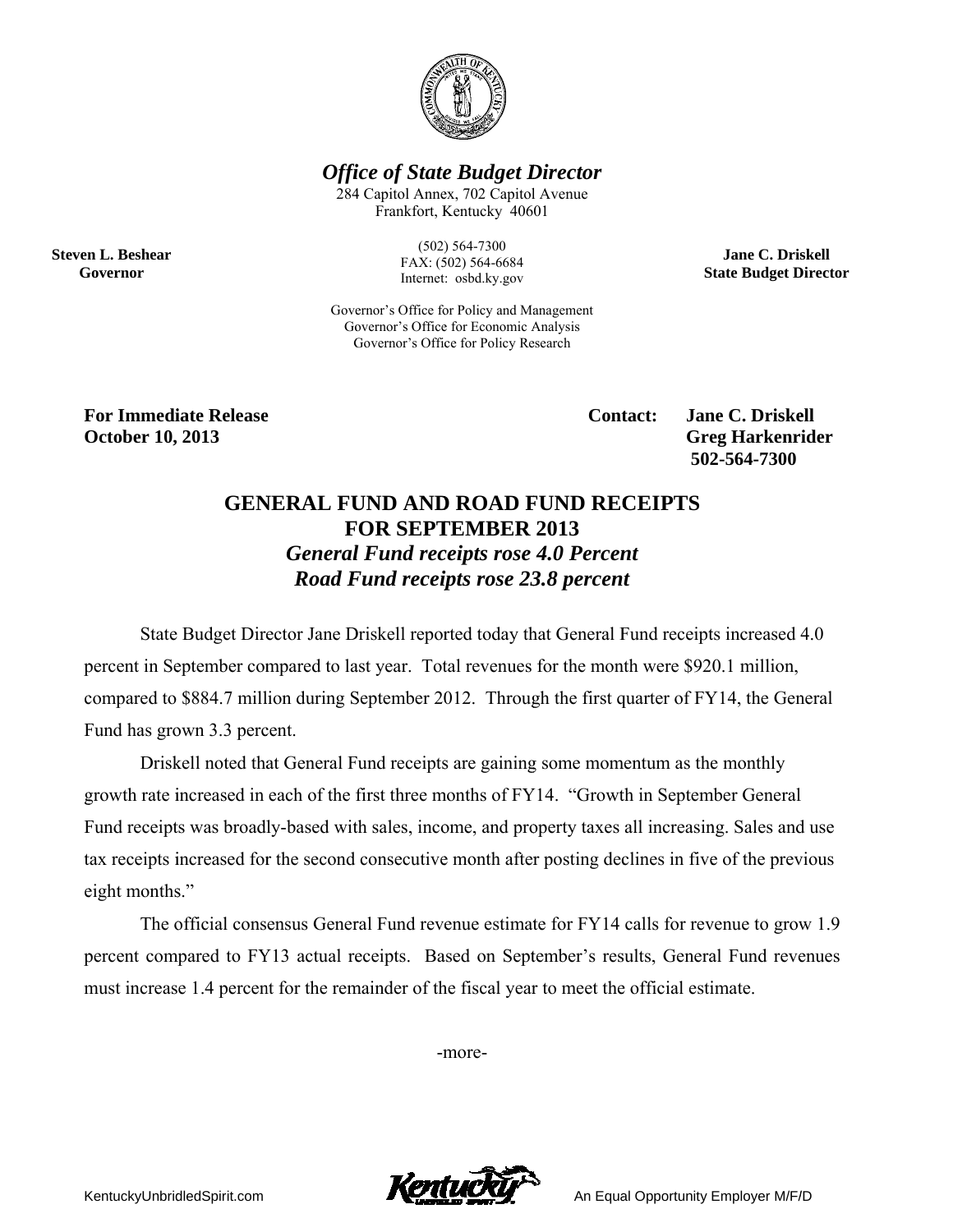***Office of State Budget Director***

284 Capitol Annex, 702 Capitol Avenue
Frankfort, Kentucky 40601

**Steven L. Beshear**
**Governor**

(502) 564-7300
FAX: (502) 564-6684
Internet: osbd.ky.gov

**Jane C. Driskell**
**State Budget Director**

Governor's Office for Policy and Management
Governor's Office for Economic Analysis
Governor's Office for Policy Research

**For Immediate Release**
**October 10, 2013**

**Contact: Jane C. Driskell**
**Greg Harkenrider**
**502-564-7300**

# GENERAL FUND AND ROAD FUND RECEIPTS FOR SEPTEMBER 2013

### *General Fund receipts rose 4.0 Percent*
### *Road Fund receipts rose 23.8 percent*

State Budget Director Jane Driskell reported today that General Fund receipts increased 4.0 percent in September compared to last year. Total revenues for the month were $920.1 million, compared to $884.7 million during September 2012. Through the first quarter of FY14, the General Fund has grown 3.3 percent.

Driskell noted that General Fund receipts are gaining some momentum as the monthly growth rate increased in each of the first three months of FY14. "Growth in September General Fund receipts was broadly-based with sales, income, and property taxes all increasing. Sales and use tax receipts increased for the second consecutive month after posting declines in five of the previous eight months."

The official consensus General Fund revenue estimate for FY14 calls for revenue to grow 1.9 percent compared to FY13 actual receipts. Based on September's results, General Fund revenues must increase 1.4 percent for the remainder of the fiscal year to meet the official estimate.

-more-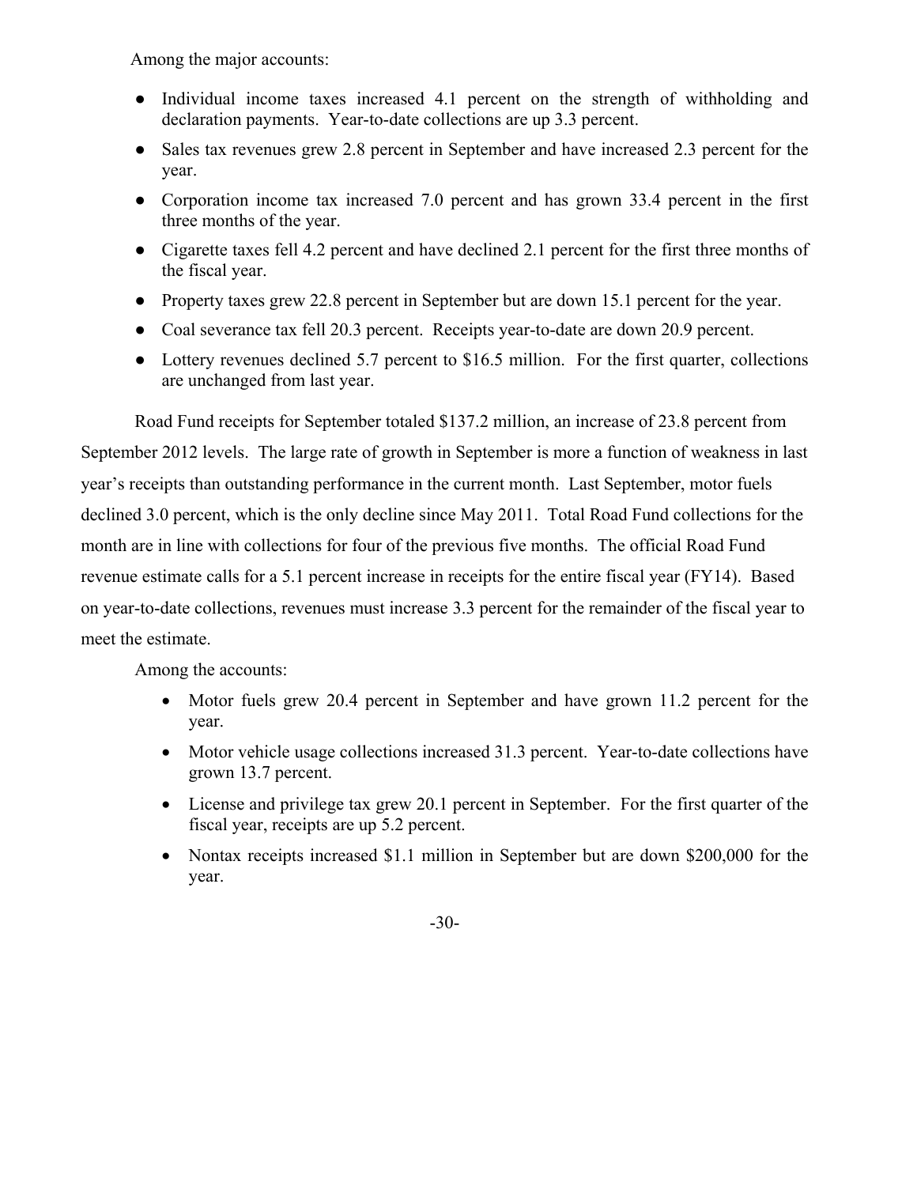Among the major accounts:

- Individual income taxes increased 4.1 percent on the strength of withholding and declaration payments. Year-to-date collections are up 3.3 percent.
- Sales tax revenues grew 2.8 percent in September and have increased 2.3 percent for the year.
- Corporation income tax increased 7.0 percent and has grown 33.4 percent in the first three months of the year.
- Cigarette taxes fell 4.2 percent and have declined 2.1 percent for the first three months of the fiscal year.
- Property taxes grew 22.8 percent in September but are down 15.1 percent for the year.
- Coal severance tax fell 20.3 percent. Receipts year-to-date are down 20.9 percent.
- Lottery revenues declined 5.7 percent to $16.5 million. For the first quarter, collections are unchanged from last year.

Road Fund receipts for September totaled $137.2 million, an increase of 23.8 percent from September 2012 levels. The large rate of growth in September is more a function of weakness in last year's receipts than outstanding performance in the current month. Last September, motor fuels declined 3.0 percent, which is the only decline since May 2011. Total Road Fund collections for the month are in line with collections for four of the previous five months. The official Road Fund revenue estimate calls for a 5.1 percent increase in receipts for the entire fiscal year (FY14). Based on year-to-date collections, revenues must increase 3.3 percent for the remainder of the fiscal year to meet the estimate.

Among the accounts:

- Motor fuels grew 20.4 percent in September and have grown 11.2 percent for the year.
- Motor vehicle usage collections increased 31.3 percent. Year-to-date collections have grown 13.7 percent.
- License and privilege tax grew 20.1 percent in September. For the first quarter of the fiscal year, receipts are up 5.2 percent.
- Nontax receipts increased $1.1 million in September but are down $200,000 for the year.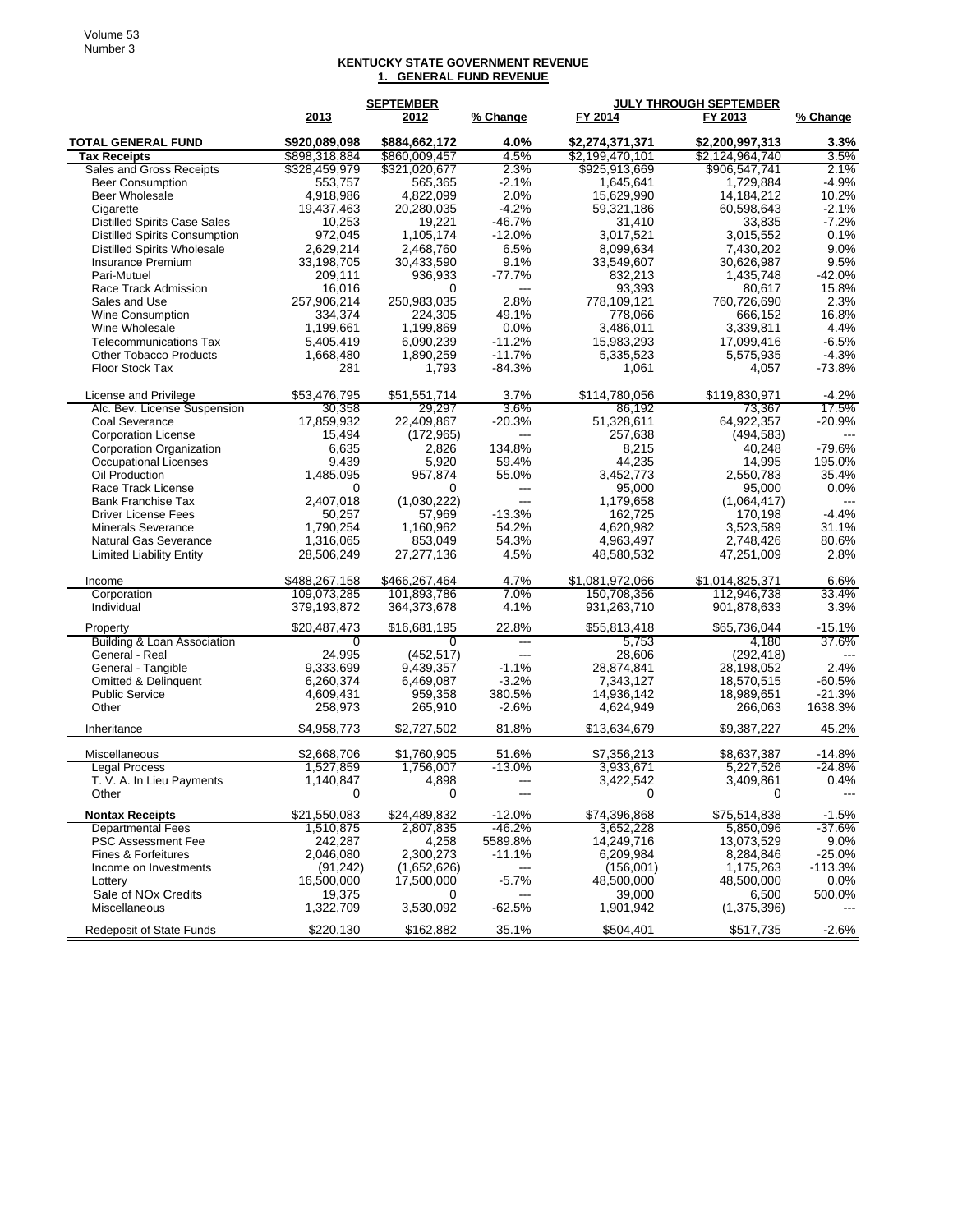## KENTUCKY STATE GOVERNMENT REVENUE

### 1. GENERAL FUND REVENUE

| | SEPTEMBER | | | JULY THROUGH SEPTEMBER | | |
|---|---|---|---|---|---|---|
| | 2013 | 2012 | % Change | FY 2014 | FY 2013 | % Change |
| **TOTAL GENERAL FUND** | **$920,089,098** | **$884,662,172** | **4.0%** | **$2,274,371,371** | **$2,200,997,313** | **3.3%** |
| **Tax Receipts** | $898,318,884 | $860,009,457 | 4.5% | $2,199,470,101 | $2,124,964,740 | 3.5% |
| Sales and Gross Receipts | $328,459,979 | $321,020,677 | 2.3% | $925,913,669 | $906,547,741 | 2.1% |
| Beer Consumption | 553,757 | 565,365 | -2.1% | 1,645,641 | 1,729,884 | -4.9% |
| Beer Wholesale | 4,918,986 | 4,822,099 | 2.0% | 15,629,990 | 14,184,212 | 10.2% |
| Cigarette | 19,437,463 | 20,280,035 | -4.2% | 59,321,186 | 60,598,643 | -2.1% |
| Distilled Spirits Case Sales | 10,253 | 19,221 | -46.7% | 31,410 | 33,835 | -7.2% |
| Distilled Spirits Consumption | 972,045 | 1,105,174 | -12.0% | 3,017,521 | 3,015,552 | 0.1% |
| Distilled Spirits Wholesale | 2,629,214 | 2,468,760 | 6.5% | 8,099,634 | 7,430,202 | 9.0% |
| Insurance Premium | 33,198,705 | 30,433,590 | 9.1% | 33,549,607 | 30,626,987 | 9.5% |
| Pari-Mutuel | 209,111 | 936,933 | -77.7% | 832,213 | 1,435,748 | -42.0% |
| Race Track Admission | 16,016 | 0 | --- | 93,393 | 80,617 | 15.8% |
| Sales and Use | 257,906,214 | 250,983,035 | 2.8% | 778,109,121 | 760,726,690 | 2.3% |
| Wine Consumption | 334,374 | 224,305 | 49.1% | 778,066 | 666,152 | 16.8% |
| Wine Wholesale | 1,199,661 | 1,199,869 | 0.0% | 3,486,011 | 3,339,811 | 4.4% |
| Telecommunications Tax | 5,405,419 | 6,090,239 | -11.2% | 15,983,293 | 17,099,416 | -6.5% |
| Other Tobacco Products | 1,668,480 | 1,890,259 | -11.7% | 5,335,523 | 5,575,935 | -4.3% |
| Floor Stock Tax | 281 | 1,793 | -84.3% | 1,061 | 4,057 | -73.8% |
| | | | | | | |
| License and Privilege | $53,476,795 | $51,551,714 | 3.7% | $114,780,056 | $119,830,971 | -4.2% |
| Alc. Bev. License Suspension | 30,358 | 29,297 | 3.6% | 86,192 | 73,367 | 17.5% |
| Coal Severance | 17,859,932 | 22,409,867 | -20.3% | 51,328,611 | 64,922,357 | -20.9% |
| Corporation License | 15,494 | (172,965) | --- | 257,638 | (494,583) | --- |
| Corporation Organization | 6,635 | 2,826 | 134.8% | 8,215 | 40,248 | -79.6% |
| Occupational Licenses | 9,439 | 5,920 | 59.4% | 44,235 | 14,995 | 195.0% |
| Oil Production | 1,485,095 | 957,874 | 55.0% | 3,452,773 | 2,550,783 | 35.4% |
| Race Track License | 0 | 0 | --- | 95,000 | 95,000 | 0.0% |
| Bank Franchise Tax | 2,407,018 | (1,030,222) | --- | 1,179,658 | (1,064,417) | --- |
| Driver License Fees | 50,257 | 57,969 | -13.3% | 162,725 | 170,198 | -4.4% |
| Minerals Severance | 1,790,254 | 1,160,962 | 54.2% | 4,620,982 | 3,523,589 | 31.1% |
| Natural Gas Severance | 1,316,065 | 853,049 | 54.3% | 4,963,497 | 2,748,426 | 80.6% |
| Limited Liability Entity | 28,506,249 | 27,277,136 | 4.5% | 48,580,532 | 47,251,009 | 2.8% |
| | | | | | | |
| Income | $488,267,158 | $466,267,464 | 4.7% | $1,081,972,066 | $1,014,825,371 | 6.6% |
| Corporation | 109,073,285 | 101,893,786 | 7.0% | 150,708,356 | 112,946,738 | 33.4% |
| Individual | 379,193,872 | 364,373,678 | 4.1% | 931,263,710 | 901,878,633 | 3.3% |
| | | | | | | |
| Property | $20,487,473 | $16,681,195 | 22.8% | $55,813,418 | $65,736,044 | -15.1% |
| Building & Loan Association | 0 | 0 | --- | 5,753 | 4,180 | 37.6% |
| General - Real | 24,995 | (452,517) | --- | 28,606 | (292,418) | --- |
| General - Tangible | 9,333,699 | 9,439,357 | -1.1% | 28,874,841 | 28,198,052 | 2.4% |
| Omitted & Delinquent | 6,260,374 | 6,469,087 | -3.2% | 7,343,127 | 18,570,515 | -60.5% |
| Public Service | 4,609,431 | 959,358 | 380.5% | 14,936,142 | 18,989,651 | -21.3% |
| Other | 258,973 | 265,910 | -2.6% | 4,624,949 | 266,063 | 1638.3% |
| | | | | | | |
| Inheritance | $4,958,773 | $2,727,502 | 81.8% | $13,634,679 | $9,387,227 | 45.2% |
| | | | | | | |
| Miscellaneous | $2,668,706 | $1,760,905 | 51.6% | $7,356,213 | $8,637,387 | -14.8% |
| Legal Process | 1,527,859 | 1,756,007 | -13.0% | 3,933,671 | 5,227,526 | -24.8% |
| T. V. A. In Lieu Payments | 1,140,847 | 4,898 | --- | 3,422,542 | 3,409,861 | 0.4% |
| Other | 0 | 0 | --- | 0 | 0 | --- |
| | | | | | | |
| **Nontax Receipts** | $21,550,083 | $24,489,832 | -12.0% | $74,396,868 | $75,514,838 | -1.5% |
| Departmental Fees | 1,510,875 | 2,807,835 | -46.2% | 3,652,228 | 5,850,096 | -37.6% |
| PSC Assessment Fee | 242,287 | 4,258 | 5589.8% | 14,249,716 | 13,073,529 | 9.0% |
| Fines & Forfeitures | 2,046,080 | 2,300,273 | -11.1% | 6,209,984 | 8,284,846 | -25.0% |
| Income on Investments | (91,242) | (1,652,626) | --- | (156,001) | 1,175,263 | -113.3% |
| Lottery | 16,500,000 | 17,500,000 | -5.7% | 48,500,000 | 48,500,000 | 0.0% |
| Sale of NOx Credits | 19,375 | 0 | --- | 39,000 | 6,500 | 500.0% |
| Miscellaneous | 1,322,709 | 3,530,092 | -62.5% | 1,901,942 | (1,375,396) | --- |
| | | | | | | |
| Redeposit of State Funds | $220,130 | $162,882 | 35.1% | $504,401 | $517,735 | -2.6% |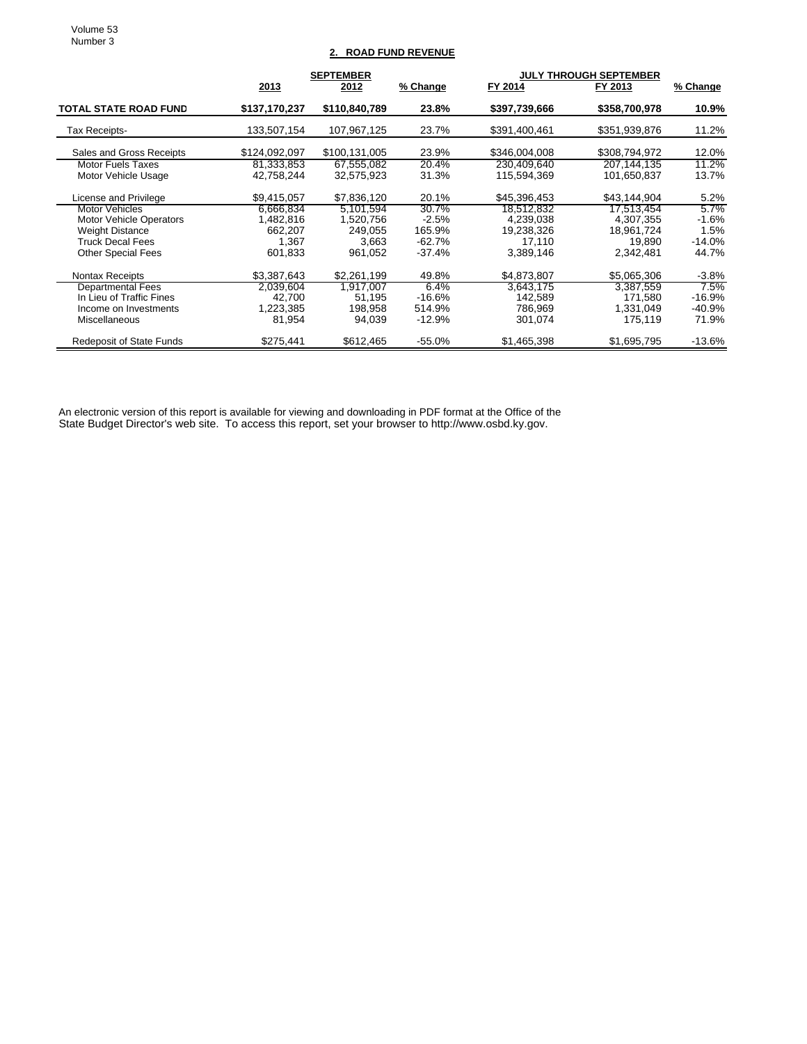## 2. ROAD FUND REVENUE

| | SEPTEMBER | | | JULY THROUGH SEPTEMBER | | |
|---|---|---|---|---|---|---|
| | 2013 | 2012 | % Change | FY 2014 | FY 2013 | % Change |
| **TOTAL STATE ROAD FUND** | **$137,170,237** | **$110,840,789** | **23.8%** | **$397,739,666** | **$358,700,978** | **10.9%** |
| Tax Receipts- | 133,507,154 | 107,967,125 | 23.7% | $391,400,461 | $351,939,876 | 11.2% |
| Sales and Gross Receipts | $124,092,097 | $100,131,005 | 23.9% | $346,004,008 | $308,794,972 | 12.0% |
| Motor Fuels Taxes | 81,333,853 | 67,555,082 | 20.4% | 230,409,640 | 207,144,135 | 11.2% |
| Motor Vehicle Usage | 42,758,244 | 32,575,923 | 31.3% | 115,594,369 | 101,650,837 | 13.7% |
| License and Privilege | $9,415,057 | $7,836,120 | 20.1% | $45,396,453 | $43,144,904 | 5.2% |
| Motor Vehicles | 6,666,834 | 5,101,594 | 30.7% | 18,512,832 | 17,513,454 | 5.7% |
| Motor Vehicle Operators | 1,482,816 | 1,520,756 | -2.5% | 4,239,038 | 4,307,355 | -1.6% |
| Weight Distance | 662,207 | 249,055 | 165.9% | 19,238,326 | 18,961,724 | 1.5% |
| Truck Decal Fees | 1,367 | 3,663 | -62.7% | 17,110 | 19,890 | -14.0% |
| Other Special Fees | 601,833 | 961,052 | -37.4% | 3,389,146 | 2,342,481 | 44.7% |
| Nontax Receipts | $3,387,643 | $2,261,199 | 49.8% | $4,873,807 | $5,065,306 | -3.8% |
| Departmental Fees | 2,039,604 | 1,917,007 | 6.4% | 3,643,175 | 3,387,559 | 7.5% |
| In Lieu of Traffic Fines | 42,700 | 51,195 | -16.6% | 142,589 | 171,580 | -16.9% |
| Income on Investments | 1,223,385 | 198,958 | 514.9% | 786,969 | 1,331,049 | -40.9% |
| Miscellaneous | 81,954 | 94,039 | -12.9% | 301,074 | 175,119 | 71.9% |
| Redeposit of State Funds | $275,441 | $612,465 | -55.0% | $1,465,398 | $1,695,795 | -13.6% |

An electronic version of this report is available for viewing and downloading in PDF format at the Office of the State Budget Director's web site. To access this report, set your browser to http://www.osbd.ky.gov.